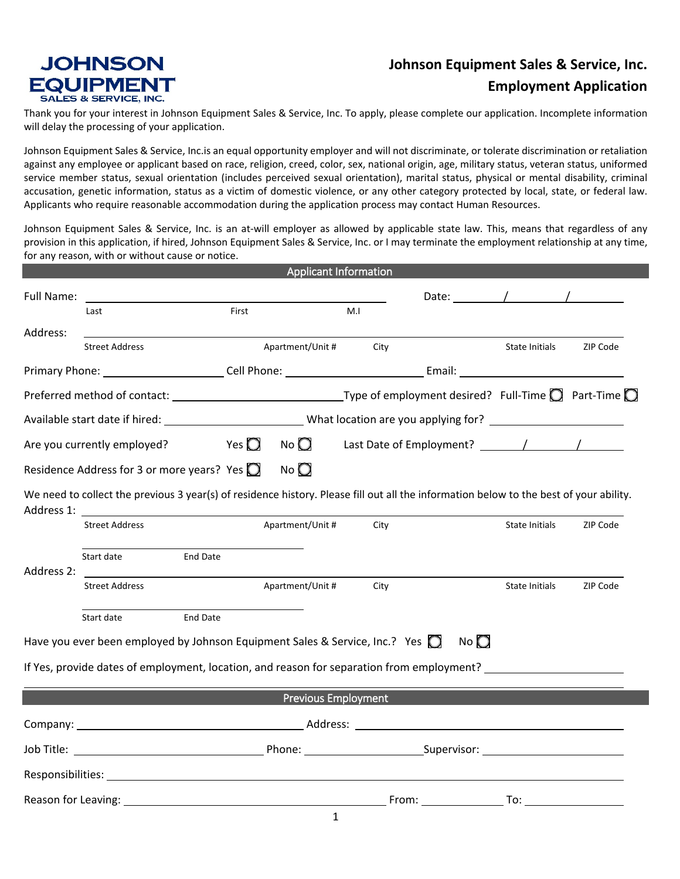**JOHNSON EQUIPMENT**
SALES & SERVICE, INC.

# Johnson Equipment Sales & Service, Inc.
## Employment Application

Thank you for your interest in Johnson Equipment Sales & Service, Inc. To apply, please complete our application. Incomplete information will delay the processing of your application.

Johnson Equipment Sales & Service, Inc.is an equal opportunity employer and will not discriminate, or tolerate discrimination or retaliation against any employee or applicant based on race, religion, creed, color, sex, national origin, age, military status, veteran status, uniformed service member status, sexual orientation (includes perceived sexual orientation), marital status, physical or mental disability, criminal accusation, genetic information, status as a victim of domestic violence, or any other category protected by local, state, or federal law. Applicants who require reasonable accommodation during the application process may contact Human Resources.

Johnson Equipment Sales & Service, Inc. is an at-will employer as allowed by applicable state law. This, means that regardless of any provision in this application, if hired, Johnson Equipment Sales & Service, Inc. or I may terminate the employment relationship at any time, for any reason, with or without cause or notice.

### Applicant Information

Full Name: ______________________________ Date: ____/____/____
Last First M.I

Address: ______________________________
Street Address Apartment/Unit # City State Initials ZIP Code

Primary Phone: ______________ Cell Phone: ______________ Email: ______________

Preferred method of contact: ______________ Type of employment desired? Full-Time ◯ Part-Time ◯

Available start date if hired: ______________ What location are you applying for? ______________

Are you currently employed? Yes ◯ No ◯ Last Date of Employment? ____/____/____

Residence Address for 3 or more years? Yes ◯ No ◯

We need to collect the previous 3 year(s) of residence history. Please fill out all the information below to the best of your ability.

Address 1: ______________________________
Street Address Apartment/Unit # City State Initials ZIP Code

Start date End Date

Address 2: ______________________________
Street Address Apartment/Unit # City State Initials ZIP Code

Start date End Date

Have you ever been employed by Johnson Equipment Sales & Service, Inc.? Yes ◯ No ◯

If Yes, provide dates of employment, location, and reason for separation from employment? ______________

### Previous Employment

Company: ______________ Address: ______________

Job Title: ______________ Phone: ______________ Supervisor: ______________

Responsibilities: ______________

Reason for Leaving: ______________ From: ______________ To: ______________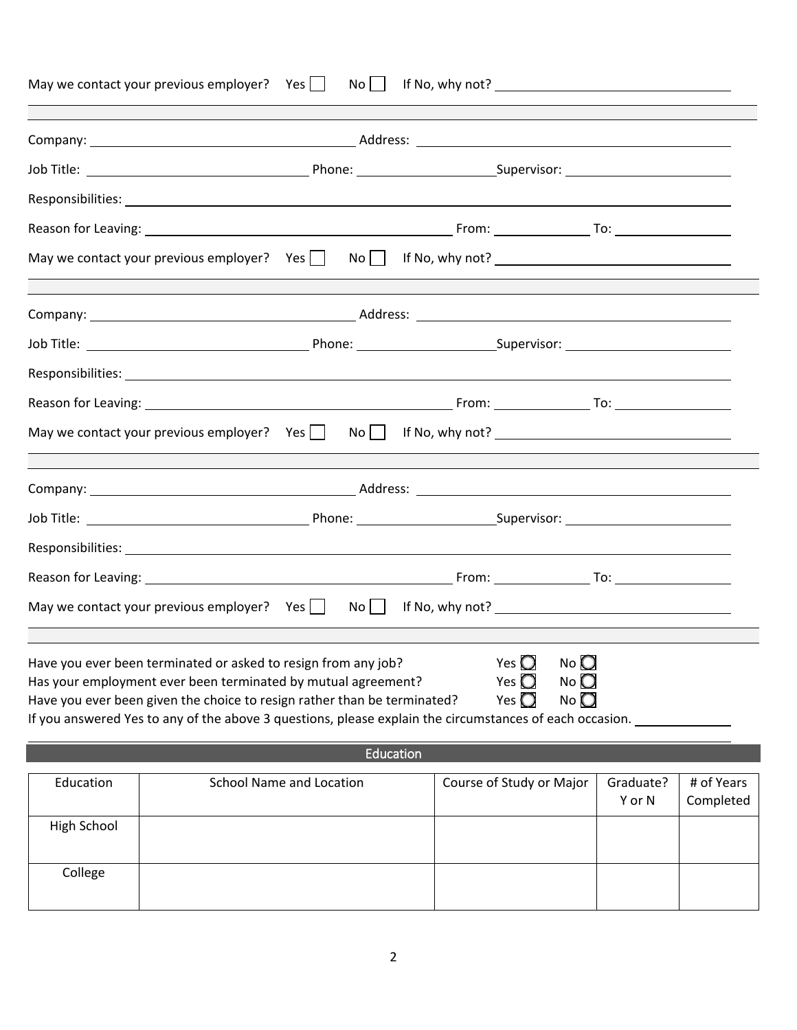May we contact your previous employer? Yes ☐ No ☐ If No, why not? ______________________________

---

Company: ______________________________ Address: ______________________________

Job Title: ______________________________ Phone: ____________________ Supervisor: ______________________

Responsibilities: ____________________________________________________________

Reason for Leaving: ______________________________ From: ______________ To: ______________

May we contact your previous employer? Yes ☐ No ☐ If No, why not? ______________________________

---

Company: ______________________________ Address: ______________________________

Job Title: ______________________________ Phone: ____________________ Supervisor: ______________________

Responsibilities: ____________________________________________________________

Reason for Leaving: ______________________________ From: ______________ To: ______________

May we contact your previous employer? Yes ☐ No ☐ If No, why not? ______________________________

---

Company: ______________________________ Address: ______________________________

Job Title: ______________________________ Phone: ____________________ Supervisor: ______________________

Responsibilities: ____________________________________________________________

Reason for Leaving: ______________________________ From: ______________ To: ______________

May we contact your previous employer? Yes ☐ No ☐ If No, why not? ______________________________

---

Have you ever been terminated or asked to resign from any job? Yes ◯ No ◯

Has your employment ever been terminated by mutual agreement? Yes ◯ No ◯

Have you ever been given the choice to resign rather than be terminated? Yes ◯ No ◯

If you answered Yes to any of the above 3 questions, please explain the circumstances of each occasion. ______________

## Education

| Education | School Name and Location | Course of Study or Major | Graduate? Y or N | # of Years Completed |
|---|---|---|---|---|
| High School | | | | |
| College | | | | |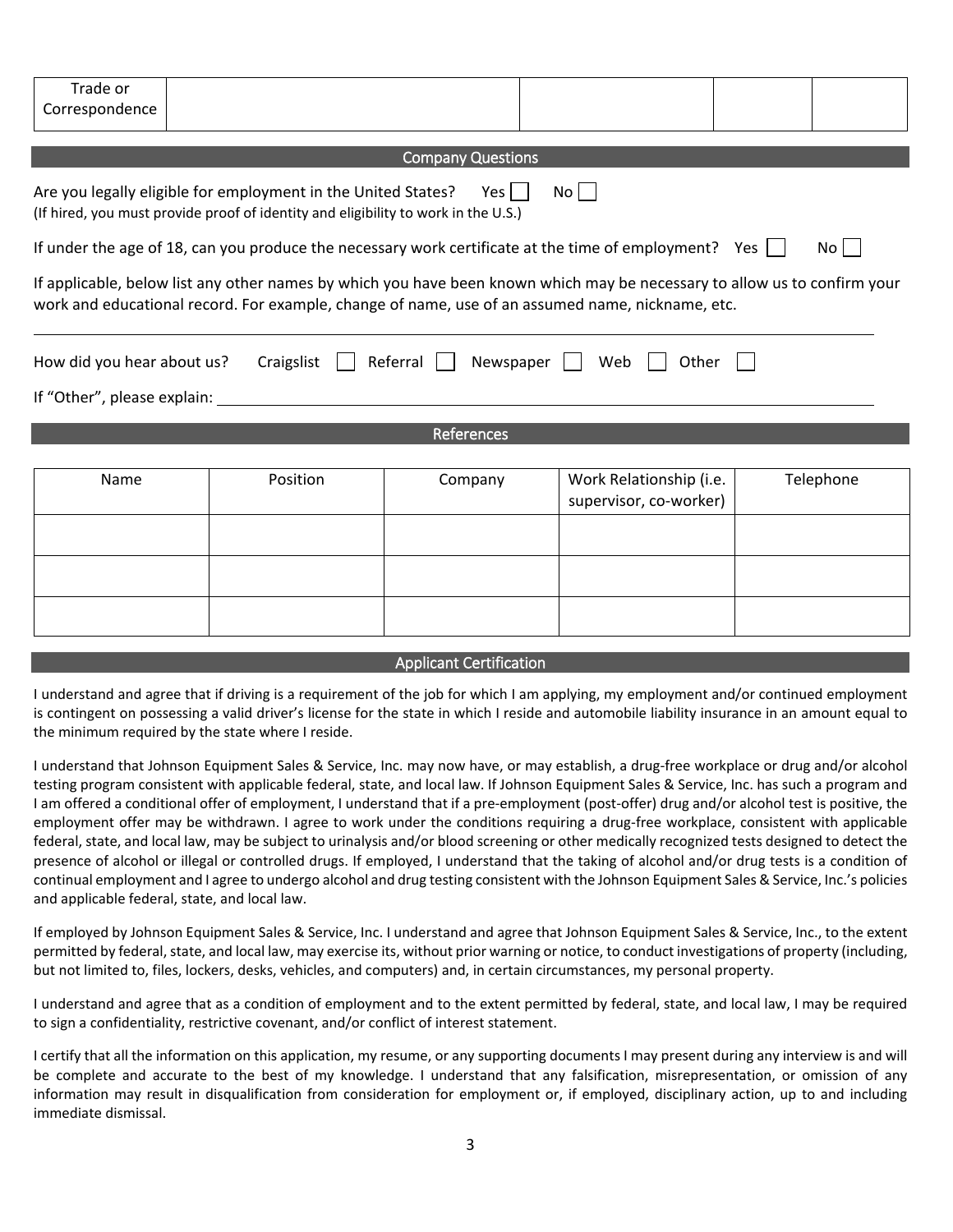| Trade or Correspondence | | | | |
|---|---|---|---|---|

## Company Questions

Are you legally eligible for employment in the United States? Yes ☐ No ☐
(If hired, you must provide proof of identity and eligibility to work in the U.S.)

If under the age of 18, can you produce the necessary work certificate at the time of employment? Yes ☐ No ☐

If applicable, below list any other names by which you have been known which may be necessary to allow us to confirm your work and educational record. For example, change of name, use of an assumed name, nickname, etc.

______________________________________________________________________________

How did you hear about us? Craigslist ☐ Referral ☐ Newspaper ☐ Web ☐ Other ☐

If "Other", please explain: ______________________________________________________________

## References

| Name | Position | Company | Work Relationship (i.e. supervisor, co-worker) | Telephone |
|---|---|---|---|---|
| | | | | |
| | | | | |
| | | | | |

## Applicant Certification

I understand and agree that if driving is a requirement of the job for which I am applying, my employment and/or continued employment is contingent on possessing a valid driver's license for the state in which I reside and automobile liability insurance in an amount equal to the minimum required by the state where I reside.

I understand that Johnson Equipment Sales & Service, Inc. may now have, or may establish, a drug-free workplace or drug and/or alcohol testing program consistent with applicable federal, state, and local law. If Johnson Equipment Sales & Service, Inc. has such a program and I am offered a conditional offer of employment, I understand that if a pre-employment (post-offer) drug and/or alcohol test is positive, the employment offer may be withdrawn. I agree to work under the conditions requiring a drug-free workplace, consistent with applicable federal, state, and local law, may be subject to urinalysis and/or blood screening or other medically recognized tests designed to detect the presence of alcohol or illegal or controlled drugs. If employed, I understand that the taking of alcohol and/or drug tests is a condition of continual employment and I agree to undergo alcohol and drug testing consistent with the Johnson Equipment Sales & Service, Inc.'s policies and applicable federal, state, and local law.

If employed by Johnson Equipment Sales & Service, Inc. I understand and agree that Johnson Equipment Sales & Service, Inc., to the extent permitted by federal, state, and local law, may exercise its, without prior warning or notice, to conduct investigations of property (including, but not limited to, files, lockers, desks, vehicles, and computers) and, in certain circumstances, my personal property.

I understand and agree that as a condition of employment and to the extent permitted by federal, state, and local law, I may be required to sign a confidentiality, restrictive covenant, and/or conflict of interest statement.

I certify that all the information on this application, my resume, or any supporting documents I may present during any interview is and will be complete and accurate to the best of my knowledge. I understand that any falsification, misrepresentation, or omission of any information may result in disqualification from consideration for employment or, if employed, disciplinary action, up to and including immediate dismissal.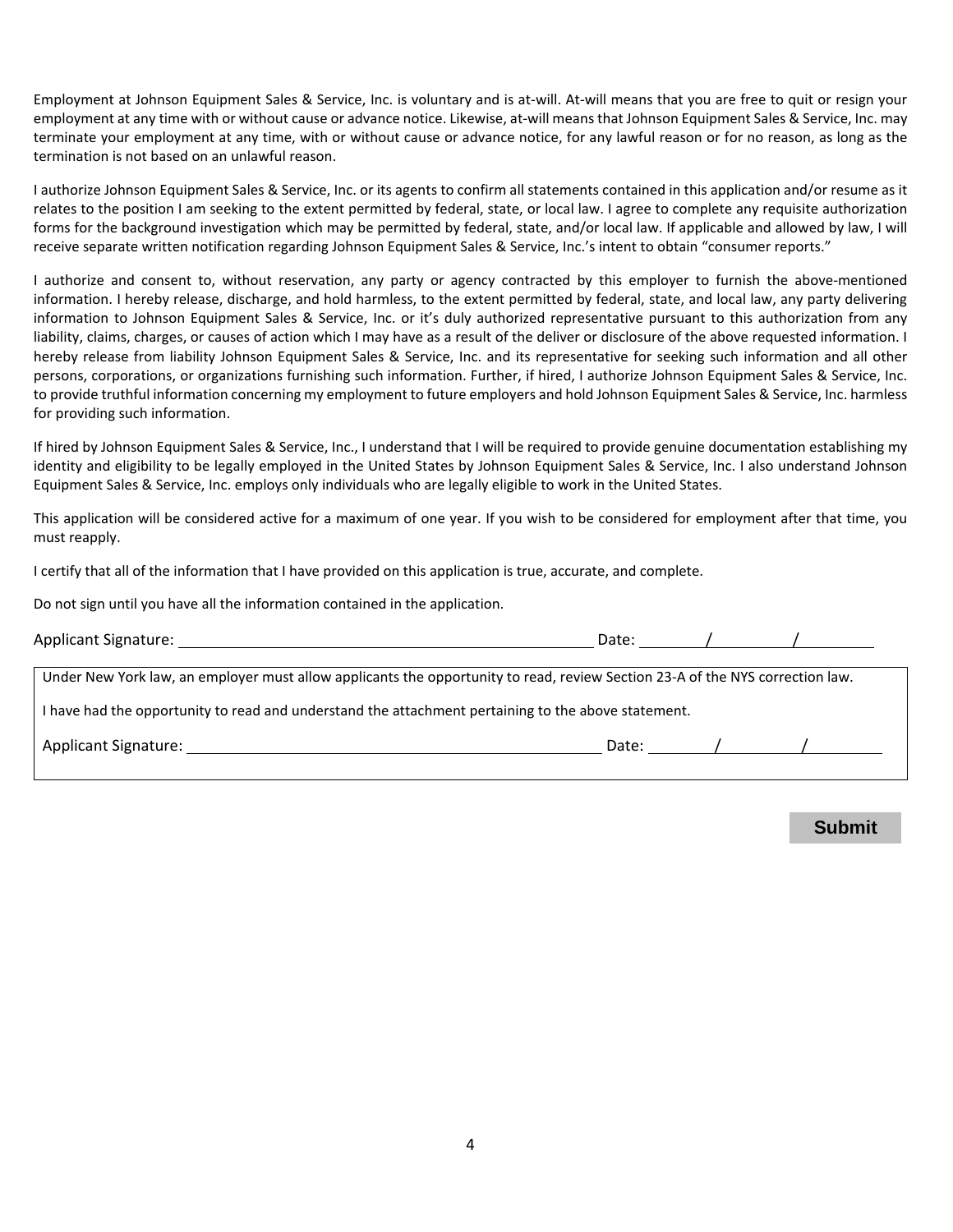Employment at Johnson Equipment Sales & Service, Inc. is voluntary and is at-will. At-will means that you are free to quit or resign your employment at any time with or without cause or advance notice. Likewise, at-will means that Johnson Equipment Sales & Service, Inc. may terminate your employment at any time, with or without cause or advance notice, for any lawful reason or for no reason, as long as the termination is not based on an unlawful reason.

I authorize Johnson Equipment Sales & Service, Inc. or its agents to confirm all statements contained in this application and/or resume as it relates to the position I am seeking to the extent permitted by federal, state, or local law. I agree to complete any requisite authorization forms for the background investigation which may be permitted by federal, state, and/or local law. If applicable and allowed by law, I will receive separate written notification regarding Johnson Equipment Sales & Service, Inc.'s intent to obtain "consumer reports."

I authorize and consent to, without reservation, any party or agency contracted by this employer to furnish the above-mentioned information. I hereby release, discharge, and hold harmless, to the extent permitted by federal, state, and local law, any party delivering information to Johnson Equipment Sales & Service, Inc. or it's duly authorized representative pursuant to this authorization from any liability, claims, charges, or causes of action which I may have as a result of the deliver or disclosure of the above requested information. I hereby release from liability Johnson Equipment Sales & Service, Inc. and its representative for seeking such information and all other persons, corporations, or organizations furnishing such information. Further, if hired, I authorize Johnson Equipment Sales & Service, Inc. to provide truthful information concerning my employment to future employers and hold Johnson Equipment Sales & Service, Inc. harmless for providing such information.

If hired by Johnson Equipment Sales & Service, Inc., I understand that I will be required to provide genuine documentation establishing my identity and eligibility to be legally employed in the United States by Johnson Equipment Sales & Service, Inc. I also understand Johnson Equipment Sales & Service, Inc. employs only individuals who are legally eligible to work in the United States.

This application will be considered active for a maximum of one year. If you wish to be considered for employment after that time, you must reapply.

I certify that all of the information that I have provided on this application is true, accurate, and complete.

Do not sign until you have all the information contained in the application.

Applicant Signature: ______________________________ Date: ____/____/____

Under New York law, an employer must allow applicants the opportunity to read, review Section 23-A of the NYS correction law.

I have had the opportunity to read and understand the attachment pertaining to the above statement.

Applicant Signature: ______________________________ Date: ____/____/____

**Submit**